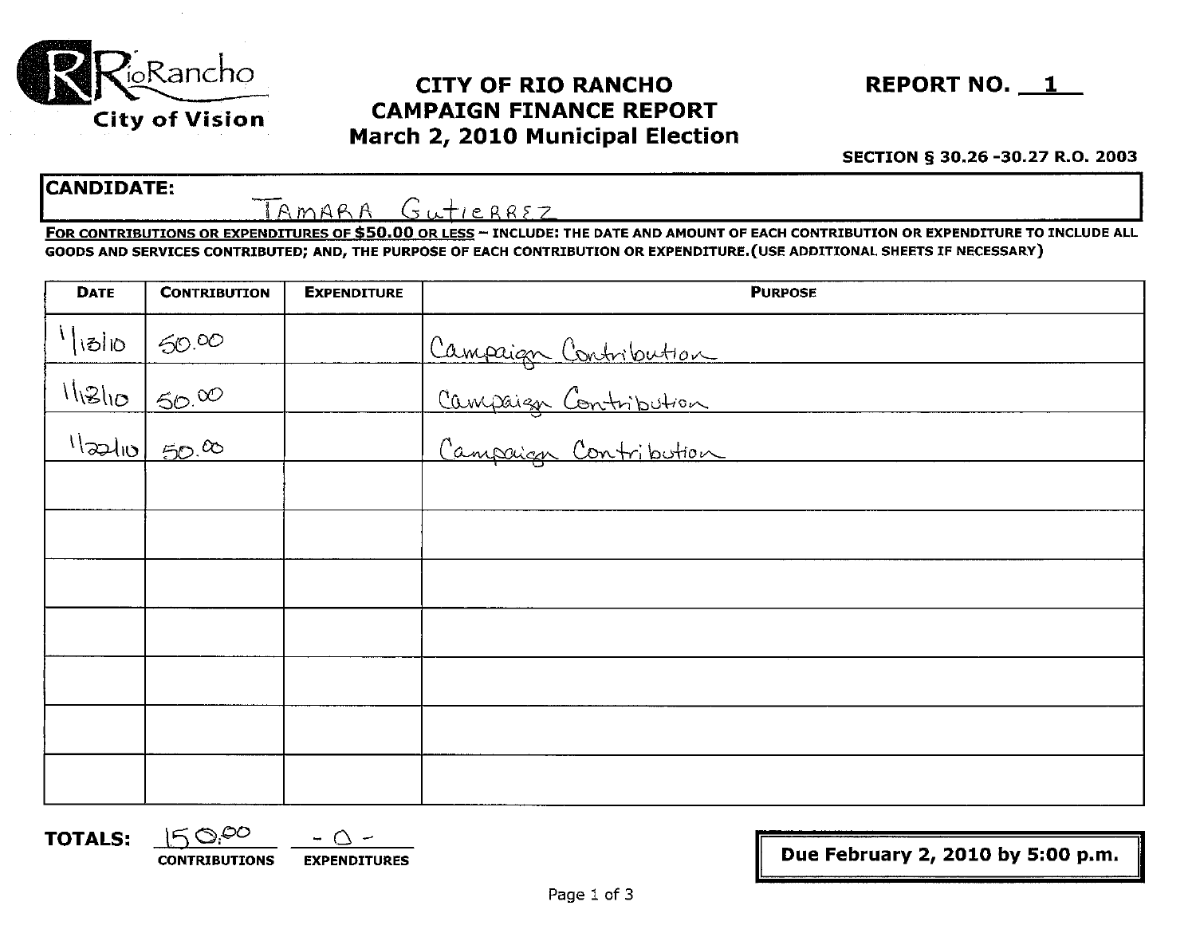RioRancho
City of Vision

# CITY OF RIO RANCHO
## CAMPAIGN FINANCE REPORT
## March 2, 2010 Municipal Election

**REPORT NO. 1**

**SECTION § 30.26 -30.27 R.O. 2003**

**CANDIDATE:** TAMARA GUTIERREZ

**FOR CONTRIBUTIONS OR EXPENDITURES OF $50.00 OR LESS – INCLUDE: THE DATE AND AMOUNT OF EACH CONTRIBUTION OR EXPENDITURE TO INCLUDE ALL GOODS AND SERVICES CONTRIBUTED; AND, THE PURPOSE OF EACH CONTRIBUTION OR EXPENDITURE. (USE ADDITIONAL SHEETS IF NECESSARY)**

| DATE | CONTRIBUTION | EXPENDITURE | PURPOSE |
|---|---|---|---|
| 1/13/10 | 50.00 | | Campaign Contribution |
| 1/18/10 | 50.00 | | Campaign Contribution |
| 1/22/10 | 50.00 | | Campaign Contribution |
| | | | |
| | | | |
| | | | |
| | | | |
| | | | |
| | | | |
| | | | |

**TOTALS:** 150.00 (CONTRIBUTIONS) -0- (EXPENDITURES)

**Due February 2, 2010 by 5:00 p.m.**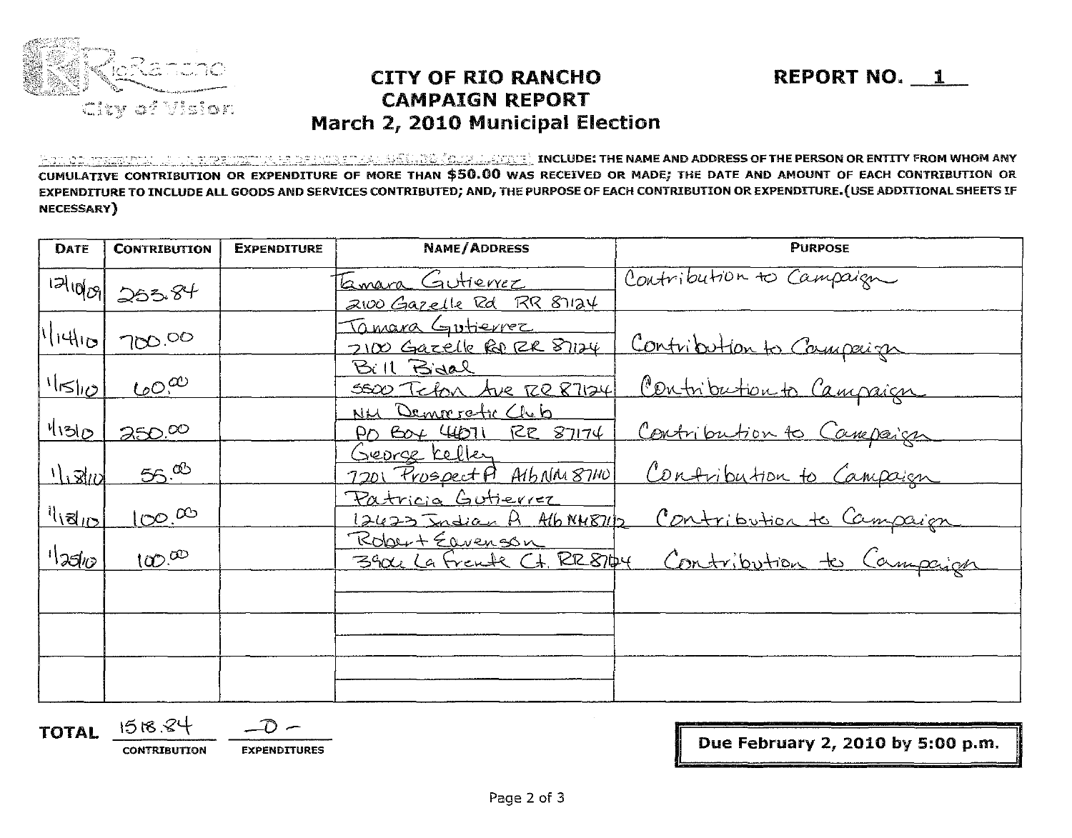# CITY OF RIO RANCHO CAMPAIGN REPORT

## March 2, 2010 Municipal Election

**REPORT NO. 1**

INCLUDE: THE NAME AND ADDRESS OF THE PERSON OR ENTITY FROM WHOM ANY CUMULATIVE CONTRIBUTION OR EXPENDITURE OF MORE THAN $50.00 WAS RECEIVED OR MADE; THE DATE AND AMOUNT OF EACH CONTRIBUTION OR EXPENDITURE TO INCLUDE ALL GOODS AND SERVICES CONTRIBUTED; AND, THE PURPOSE OF EACH CONTRIBUTION OR EXPENDITURE. (USE ADDITIONAL SHEETS IF NECESSARY)

| DATE | CONTRIBUTION | EXPENDITURE | NAME/ADDRESS | PURPOSE |
|---|---|---|---|---|
| 12/10/09 | 253.84 | | Tamara Gutierrez, 2100 Gazelle Rd RR 87124 | Contribution to Campaign |
| 1/14/10 | 700.00 | | Tamara Gutierrez, 2100 Gazelle Rd RR 87124 | Contribution to Campaign |
| 1/15/10 | 60.00 | | Bill Bidal, 5500 Teton Ave RR 87124 | Contribution to Campaign |
| 1/13/10 | 250.00 | | NM Democratic Club, PO Box 44071 RR 87174 | Contribution to Campaign |
| 1/18/10 | 55.00 | | George Kelley, 7201 Prospect Pl Alb NM 87110 | Contribution to Campaign |
| 1/18/10 | 100.00 | | Patricia Gutierrez, 12423 Indian Pl Alb NM 87112 | Contribution to Campaign |
| 1/25/10 | 100.00 | | Robert Eavenson, 3900 La Frente Ct. RR 87124 | Contribution to Campaign |
| | | | | |
| | | | | |
| | | | | |

**TOTAL** 1518.84 (CONTRIBUTION) -0- (EXPENDITURES)

**Due February 2, 2010 by 5:00 p.m.**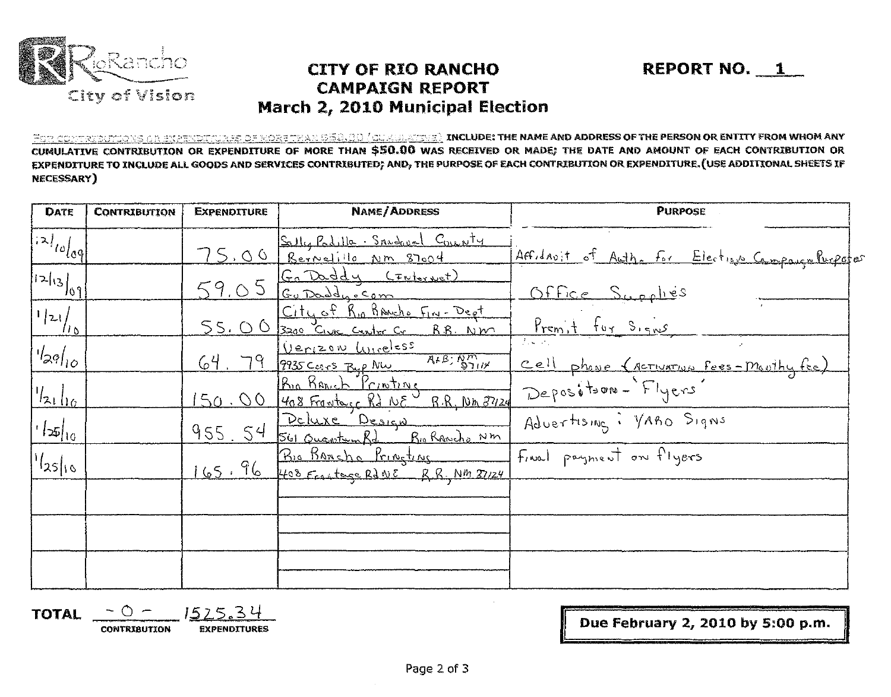RioRancho
City of Vision

# CITY OF RIO RANCHO
## CAMPAIGN REPORT
## March 2, 2010 Municipal Election

**REPORT NO. 1**

FOR CONTRIBUTIONS OR EXPENDITURES OF MORE THAN $50.00 (CUMULATIVE) INCLUDE: THE NAME AND ADDRESS OF THE PERSON OR ENTITY FROM WHOM ANY CUMULATIVE CONTRIBUTION OR EXPENDITURE OF MORE THAN $50.00 WAS RECEIVED OR MADE; THE DATE AND AMOUNT OF EACH CONTRIBUTION OR EXPENDITURE TO INCLUDE ALL GOODS AND SERVICES CONTRIBUTED; AND, THE PURPOSE OF EACH CONTRIBUTION OR EXPENDITURE. (USE ADDITIONAL SHEETS IF NECESSARY)

| DATE | CONTRIBUTION | EXPENDITURE | NAME/ADDRESS | PURPOSE |
|---|---|---|---|---|
| 12/10/09 | | 75.00 | Sally Padilla - Sandoval County Bernalillo NM 87004 | Affidavit of Auth. for Election Campaign Purposes |
| 12/13/09 | | 59.05 | Go Daddy (Internet) GoDaddy.com | Office Supplies |
| 1/21/10 | | 55.00 | City of Rio Rancho Fire Dept 3200 Civic Center Cr R.R. NM | Permit for Signs |
| 1/29/10 | | 64.79 | Verizon Wireless 9935 Coors Byp NW Alb; NM 87114 | Cell phone (Activation fees - Monthly fee) |
| 1/21/10 | | 150.00 | Rio Rancho Printing 408 Frontage Rd NE R.R. NM 87124 | Deposition - 'Flyers' |
| 1/25/10 | | 955.54 | Deluxe Design 561 Quantum Rd. Rio Rancho NM | Advertising: YARD Signs |
| 1/25/10 | | 165.96 | Rio Rancho Printing 408 Frontage Rd NE R.R. NM 87124 | Final payment on flyers |
| | | | | |
| | | | | |
| | | | | |

**TOTAL** -0- (CONTRIBUTION) 1525.34 (EXPENDITURES)

**Due February 2, 2010 by 5:00 p.m.**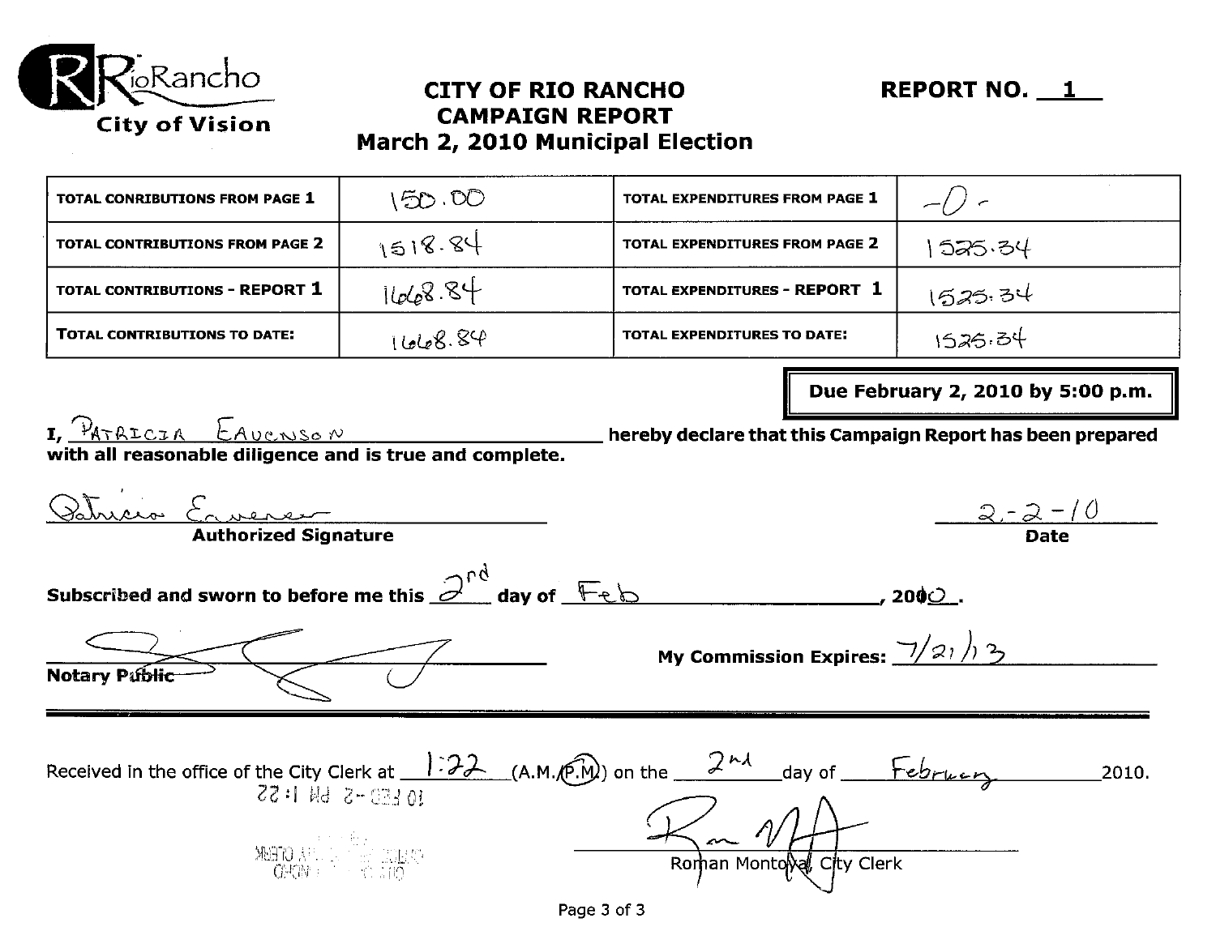RioRancho
City of Vision

# CITY OF RIO RANCHO CAMPAIGN REPORT March 2, 2010 Municipal Election

**REPORT NO. 1**

| | | | |
|---|---|---|---|
| TOTAL CONRIBUTIONS FROM PAGE 1 | 150.00 | TOTAL EXPENDITURES FROM PAGE 1 | -0- |
| TOTAL CONTRIBUTIONS FROM PAGE 2 | 1518.84 | TOTAL EXPENDITURES FROM PAGE 2 | 1525.34 |
| TOTAL CONTRIBUTIONS - REPORT 1 | 1668.84 | TOTAL EXPENDITURES - REPORT 1 | 1525.34 |
| TOTAL CONTRIBUTIONS TO DATE: | 1668.84 | TOTAL EXPENDITURES TO DATE: | 1525.34 |

**Due February 2, 2010 by 5:00 p.m.**

**I, PATRICIA EAVENSON hereby declare that this Campaign Report has been prepared with all reasonable diligence and is true and complete.**

Patricia Eavenson
**Authorized Signature**

2-2-10
**Date**

**Subscribed and sworn to before me this 2nd day of Feb, 2010.**

**Notary Public**

**My Commission Expires:** 7/21/13

Received in the office of the City Clerk at 1:22 (A.M./P.M.) on the 2nd day of February 2010.

10 FEB -2 PM 1:22

Roman Montoya, City Clerk